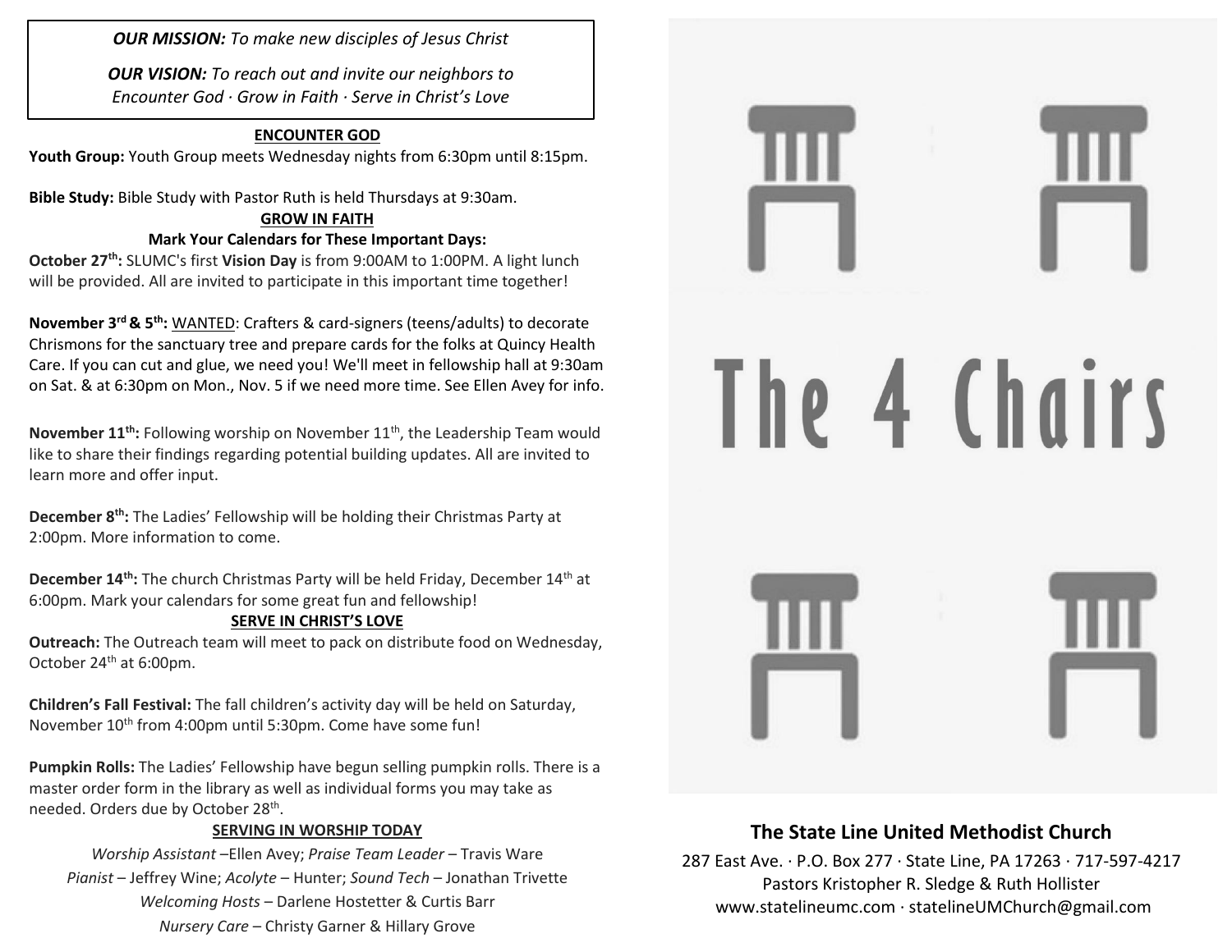***OUR MISSION:*** *To make new disciples of Jesus Christ*

***OUR VISION:*** *To reach out and invite our neighbors to Encounter God · Grow in Faith · Serve in Christ's Love*

## ENCOUNTER GOD

**Youth Group:** Youth Group meets Wednesday nights from 6:30pm until 8:15pm.

**Bible Study:** Bible Study with Pastor Ruth is held Thursdays at 9:30am.

## GROW IN FAITH

**Mark Your Calendars for These Important Days:**

**October 27th:** SLUMC's first **Vision Day** is from 9:00AM to 1:00PM. A light lunch will be provided. All are invited to participate in this important time together!

**November 3rd & 5th:** WANTED: Crafters & card-signers (teens/adults) to decorate Chrismons for the sanctuary tree and prepare cards for the folks at Quincy Health Care. If you can cut and glue, we need you! We'll meet in fellowship hall at 9:30am on Sat. & at 6:30pm on Mon., Nov. 5 if we need more time. See Ellen Avey for info.

**November 11th:** Following worship on November 11th, the Leadership Team would like to share their findings regarding potential building updates. All are invited to learn more and offer input.

**December 8th:** The Ladies' Fellowship will be holding their Christmas Party at 2:00pm. More information to come.

**December 14th:** The church Christmas Party will be held Friday, December 14th at 6:00pm. Mark your calendars for some great fun and fellowship!

## SERVE IN CHRIST'S LOVE

**Outreach:** The Outreach team will meet to pack on distribute food on Wednesday, October 24th at 6:00pm.

**Children's Fall Festival:** The fall children's activity day will be held on Saturday, November 10th from 4:00pm until 5:30pm. Come have some fun!

**Pumpkin Rolls:** The Ladies' Fellowship have begun selling pumpkin rolls. There is a master order form in the library as well as individual forms you may take as needed. Orders due by October 28th.

## SERVING IN WORSHIP TODAY

*Worship Assistant* –Ellen Avey; *Praise Team Leader* – Travis Ware
*Pianist* – Jeffrey Wine; *Acolyte* – Hunter; *Sound Tech* – Jonathan Trivette
*Welcoming Hosts* – Darlene Hostetter & Curtis Barr
*Nursery Care* – Christy Garner & Hillary Grove

# The 4 Chairs

**The State Line United Methodist Church**

287 East Ave. · P.O. Box 277 · State Line, PA 17263 · 717-597-4217
Pastors Kristopher R. Sledge & Ruth Hollister
www.statelineumc.com · statelineUMChurch@gmail.com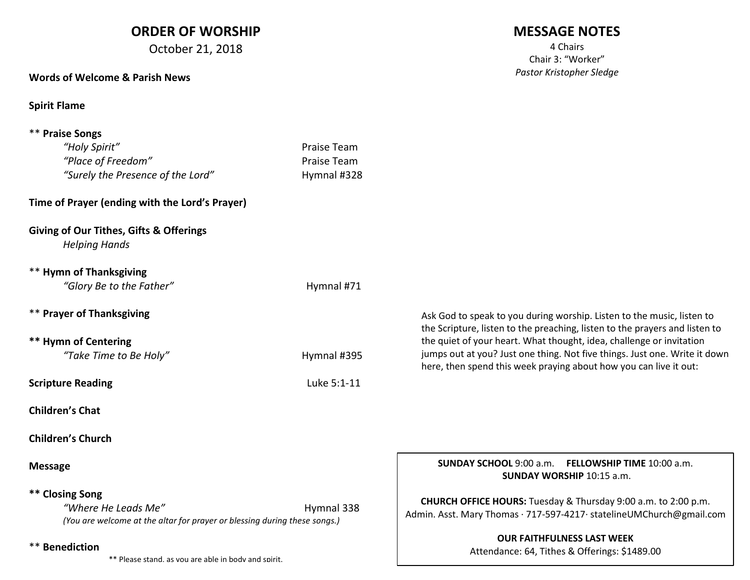## ORDER OF WORSHIP

October 21, 2018

**Words of Welcome & Parish News**

**Spirit Flame**

** **Praise Songs**

*"Holy Spirit"* Praise Team
*"Place of Freedom"* Praise Team
*"Surely the Presence of the Lord"* Hymnal #328

**Time of Prayer (ending with the Lord's Prayer)**

**Giving of Our Tithes, Gifts & Offerings**

*Helping Hands*

** **Hymn of Thanksgiving**

*"Glory Be to the Father"* Hymnal #71

** **Prayer of Thanksgiving**

**** Hymn of Centering**

*"Take Time to Be Holy"* Hymnal #395

**Scripture Reading** Luke 5:1-11

**Children's Chat**

**Children's Church**

**Message**

**** Closing Song**

*"Where He Leads Me"* Hymnal 338

*(You are welcome at the altar for prayer or blessing during these songs.)*

** **Benediction**

** Please stand, as you are able in body and spirit.

## MESSAGE NOTES

4 Chairs
Chair 3: "Worker"
*Pastor Kristopher Sledge*

Ask God to speak to you during worship. Listen to the music, listen to the Scripture, listen to the preaching, listen to the prayers and listen to the quiet of your heart. What thought, idea, challenge or invitation jumps out at you? Just one thing. Not five things. Just one. Write it down here, then spend this week praying about how you can live it out:

**SUNDAY SCHOOL** 9:00 a.m. **FELLOWSHIP TIME** 10:00 a.m.
**SUNDAY WORSHIP** 10:15 a.m.

**CHURCH OFFICE HOURS:** Tuesday & Thursday 9:00 a.m. to 2:00 p.m.
Admin. Asst. Mary Thomas · 717-597-4217· statelineUMChurch@gmail.com

**OUR FAITHFULNESS LAST WEEK**
Attendance: 64, Tithes & Offerings: $1489.00